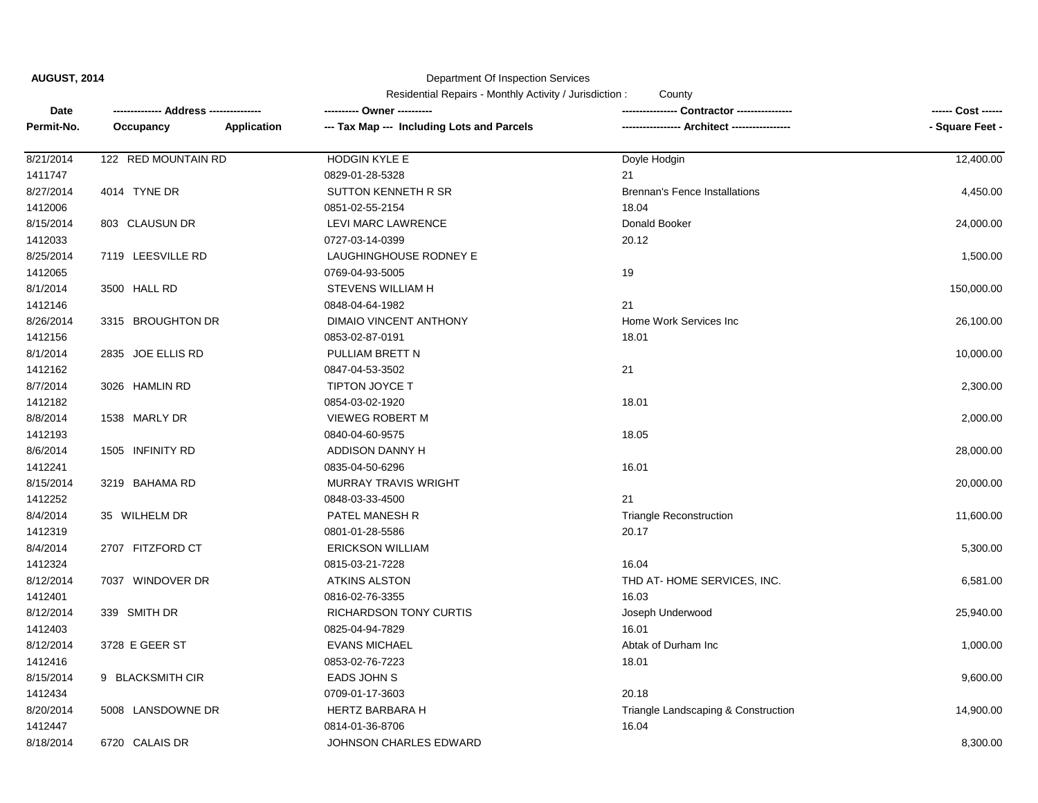**AUGUST, 2014**

Department Of Inspection Services

Residential Repairs - Monthly Activity / Jurisdiction : County

| Date<br>Permit-No. | ------------- Address --------------<br>Occupancy | Application | ---------- Owner ----------<br>--- Tax Map --- Including Lots and Parcels | --------------- Contractor ---------------<br>---------------- Architect ---------------- | ------ Cost ------<br>- Square Feet - |
|---|---|---|---|---|---|
| 8/21/2014 | 122 RED MOUNTAIN RD | | HODGIN KYLE E | Doyle Hodgin | 12,400.00 |
| 1411747 | | | 0829-01-28-5328 | 21 | |
| 8/27/2014 | 4014 TYNE DR | | SUTTON KENNETH R SR | Brennan's Fence Installations | 4,450.00 |
| 1412006 | | | 0851-02-55-2154 | 18.04 | |
| 8/15/2014 | 803 CLAUSUN DR | | LEVI MARC LAWRENCE | Donald Booker | 24,000.00 |
| 1412033 | | | 0727-03-14-0399 | 20.12 | |
| 8/25/2014 | 7119 LEESVILLE RD | | LAUGHINGHOUSE RODNEY E | | 1,500.00 |
| 1412065 | | | 0769-04-93-5005 | 19 | |
| 8/1/2014 | 3500 HALL RD | | STEVENS WILLIAM H | | 150,000.00 |
| 1412146 | | | 0848-04-64-1982 | 21 | |
| 8/26/2014 | 3315 BROUGHTON DR | | DIMAIO VINCENT ANTHONY | Home Work Services Inc | 26,100.00 |
| 1412156 | | | 0853-02-87-0191 | 18.01 | |
| 8/1/2014 | 2835 JOE ELLIS RD | | PULLIAM BRETT N | | 10,000.00 |
| 1412162 | | | 0847-04-53-3502 | 21 | |
| 8/7/2014 | 3026 HAMLIN RD | | TIPTON JOYCE T | | 2,300.00 |
| 1412182 | | | 0854-03-02-1920 | 18.01 | |
| 8/8/2014 | 1538 MARLY DR | | VIEWEG ROBERT M | | 2,000.00 |
| 1412193 | | | 0840-04-60-9575 | 18.05 | |
| 8/6/2014 | 1505 INFINITY RD | | ADDISON DANNY H | | 28,000.00 |
| 1412241 | | | 0835-04-50-6296 | 16.01 | |
| 8/15/2014 | 3219 BAHAMA RD | | MURRAY TRAVIS WRIGHT | | 20,000.00 |
| 1412252 | | | 0848-03-33-4500 | 21 | |
| 8/4/2014 | 35 WILHELM DR | | PATEL MANESH R | Triangle Reconstruction | 11,600.00 |
| 1412319 | | | 0801-01-28-5586 | 20.17 | |
| 8/4/2014 | 2707 FITZFORD CT | | ERICKSON WILLIAM | | 5,300.00 |
| 1412324 | | | 0815-03-21-7228 | 16.04 | |
| 8/12/2014 | 7037 WINDOVER DR | | ATKINS ALSTON | THD AT- HOME SERVICES, INC. | 6,581.00 |
| 1412401 | | | 0816-02-76-3355 | 16.03 | |
| 8/12/2014 | 339 SMITH DR | | RICHARDSON TONY CURTIS | Joseph Underwood | 25,940.00 |
| 1412403 | | | 0825-04-94-7829 | 16.01 | |
| 8/12/2014 | 3728 E GEER ST | | EVANS MICHAEL | Abtak of Durham Inc | 1,000.00 |
| 1412416 | | | 0853-02-76-7223 | 18.01 | |
| 8/15/2014 | 9 BLACKSMITH CIR | | EADS JOHN S | | 9,600.00 |
| 1412434 | | | 0709-01-17-3603 | 20.18 | |
| 8/20/2014 | 5008 LANSDOWNE DR | | HERTZ BARBARA H | Triangle Landscaping & Construction | 14,900.00 |
| 1412447 | | | 0814-01-36-8706 | 16.04 | |
| 8/18/2014 | 6720 CALAIS DR | | JOHNSON CHARLES EDWARD | | 8,300.00 |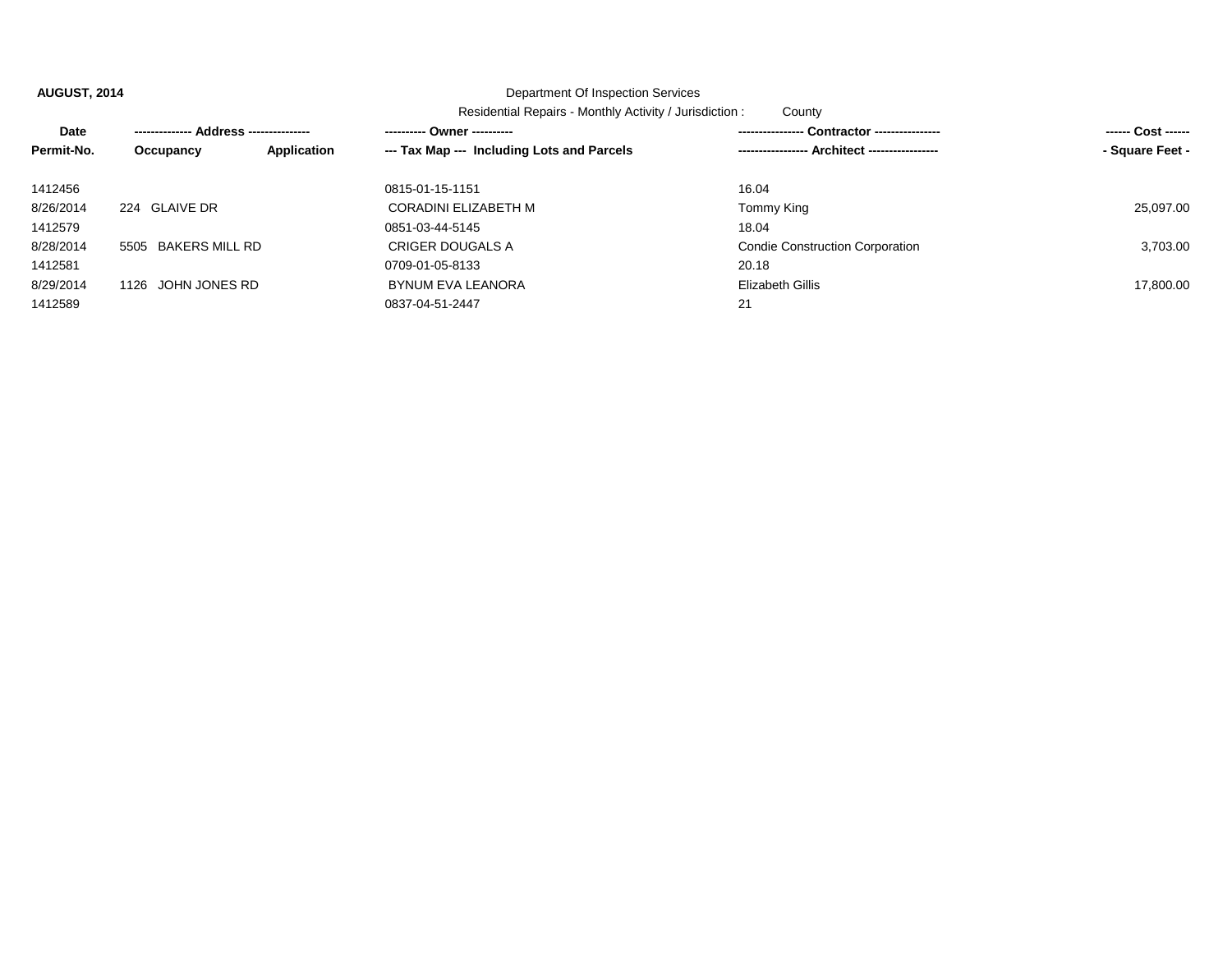**AUGUST, 2014**

Department Of Inspection Services

Residential Repairs - Monthly Activity / Jurisdiction : County

| Date / Permit-No. | ------------- Address --------------- Occupancy | Application | ---------- Owner ---------- --- Tax Map --- Including Lots and Parcels | ---------------- Contractor ---------------- ----------------- Architect ----------------- | ------ Cost ------ - Square Feet - |
|---|---|---|---|---|---|
| 1412456 | | | 0815-01-15-1151 | 16.04 | |
| 8/26/2014 | 224 GLAIVE DR | | CORADINI ELIZABETH M | Tommy King | 25,097.00 |
| 1412579 | | | 0851-03-44-5145 | 18.04 | |
| 8/28/2014 | 5505 BAKERS MILL RD | | CRIGER DOUGALS A | Condie Construction Corporation | 3,703.00 |
| 1412581 | | | 0709-01-05-8133 | 20.18 | |
| 8/29/2014 | 1126 JOHN JONES RD | | BYNUM EVA LEANORA | Elizabeth Gillis | 17,800.00 |
| 1412589 | | | 0837-04-51-2447 | 21 | |